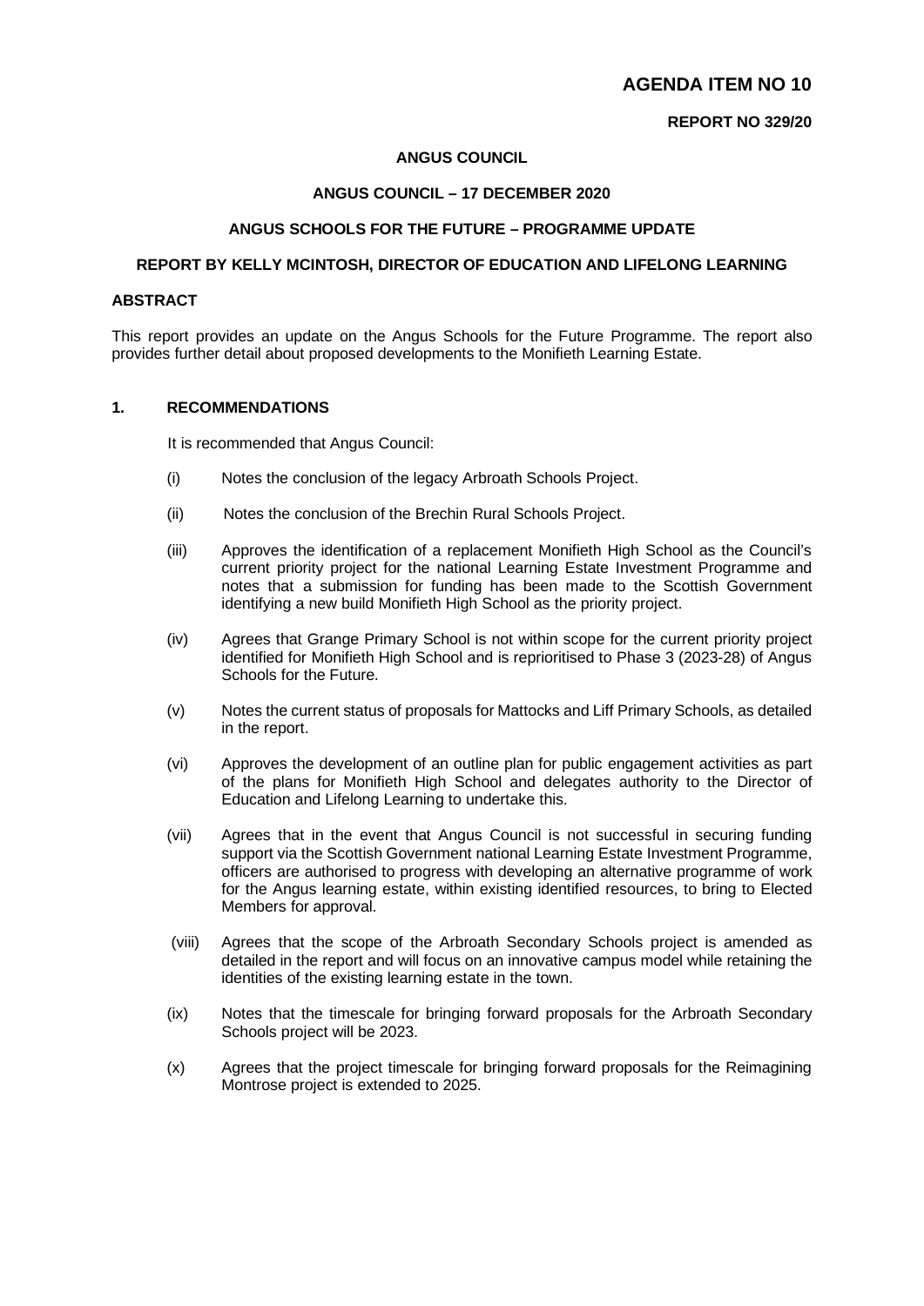# AGENDA ITEM NO 10

**REPORT NO 329/20**

**ANGUS COUNCIL**

**ANGUS COUNCIL – 17 DECEMBER 2020**

**ANGUS SCHOOLS FOR THE FUTURE – PROGRAMME UPDATE**

**REPORT BY KELLY MCINTOSH, DIRECTOR OF EDUCATION AND LIFELONG LEARNING**

## ABSTRACT

This report provides an update on the Angus Schools for the Future Programme. The report also provides further detail about proposed developments to the Monifieth Learning Estate.

## 1. RECOMMENDATIONS

It is recommended that Angus Council:

(i) Notes the conclusion of the legacy Arbroath Schools Project.

(ii) Notes the conclusion of the Brechin Rural Schools Project.

(iii) Approves the identification of a replacement Monifieth High School as the Council's current priority project for the national Learning Estate Investment Programme and notes that a submission for funding has been made to the Scottish Government identifying a new build Monifieth High School as the priority project.

(iv) Agrees that Grange Primary School is not within scope for the current priority project identified for Monifieth High School and is reprioritised to Phase 3 (2023-28) of Angus Schools for the Future.

(v) Notes the current status of proposals for Mattocks and Liff Primary Schools, as detailed in the report.

(vi) Approves the development of an outline plan for public engagement activities as part of the plans for Monifieth High School and delegates authority to the Director of Education and Lifelong Learning to undertake this.

(vii) Agrees that in the event that Angus Council is not successful in securing funding support via the Scottish Government national Learning Estate Investment Programme, officers are authorised to progress with developing an alternative programme of work for the Angus learning estate, within existing identified resources, to bring to Elected Members for approval.

(viii) Agrees that the scope of the Arbroath Secondary Schools project is amended as detailed in the report and will focus on an innovative campus model while retaining the identities of the existing learning estate in the town.

(ix) Notes that the timescale for bringing forward proposals for the Arbroath Secondary Schools project will be 2023.

(x) Agrees that the project timescale for bringing forward proposals for the Reimagining Montrose project is extended to 2025.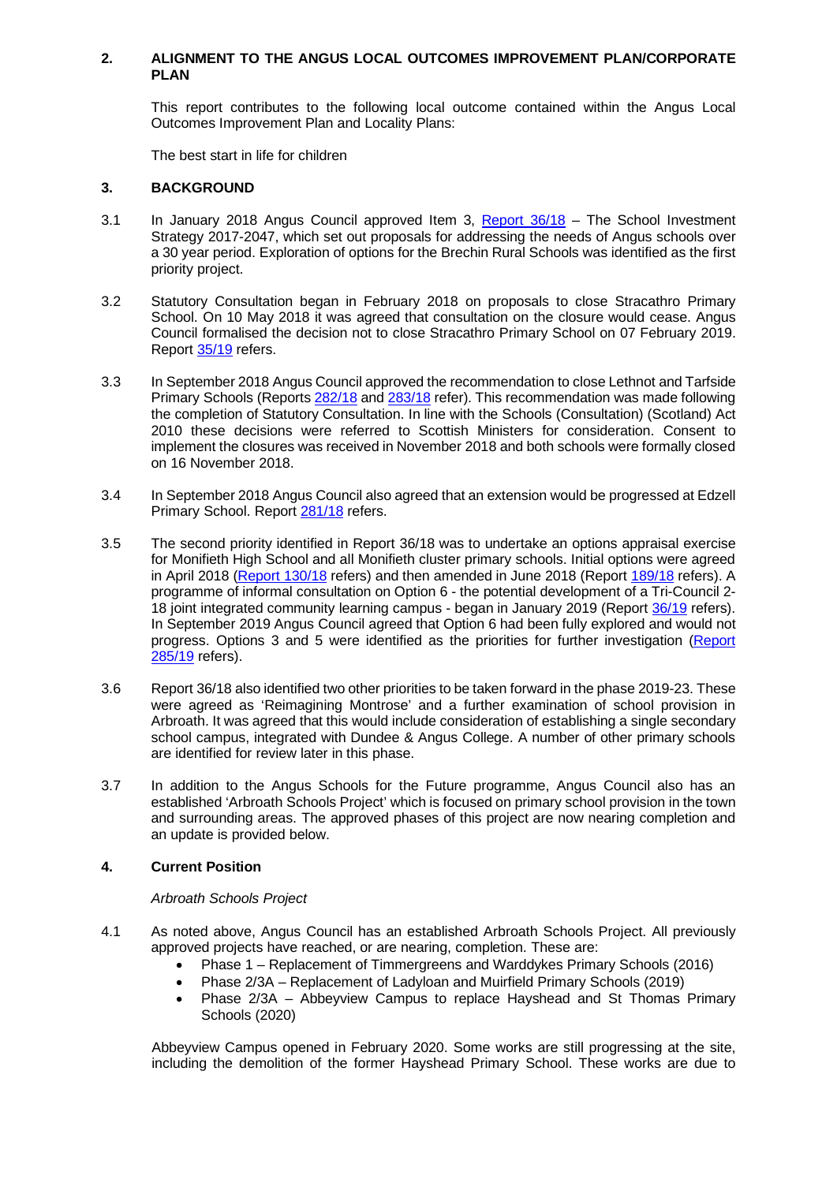## 2. ALIGNMENT TO THE ANGUS LOCAL OUTCOMES IMPROVEMENT PLAN/CORPORATE PLAN

This report contributes to the following local outcome contained within the Angus Local Outcomes Improvement Plan and Locality Plans:

The best start in life for children

## 3. BACKGROUND

3.1 In January 2018 Angus Council approved Item 3, Report 36/18 – The School Investment Strategy 2017-2047, which set out proposals for addressing the needs of Angus schools over a 30 year period. Exploration of options for the Brechin Rural Schools was identified as the first priority project.

3.2 Statutory Consultation began in February 2018 on proposals to close Stracathro Primary School. On 10 May 2018 it was agreed that consultation on the closure would cease. Angus Council formalised the decision not to close Stracathro Primary School on 07 February 2019. Report 35/19 refers.

3.3 In September 2018 Angus Council approved the recommendation to close Lethnot and Tarfside Primary Schools (Reports 282/18 and 283/18 refer). This recommendation was made following the completion of Statutory Consultation. In line with the Schools (Consultation) (Scotland) Act 2010 these decisions were referred to Scottish Ministers for consideration. Consent to implement the closures was received in November 2018 and both schools were formally closed on 16 November 2018.

3.4 In September 2018 Angus Council also agreed that an extension would be progressed at Edzell Primary School. Report 281/18 refers.

3.5 The second priority identified in Report 36/18 was to undertake an options appraisal exercise for Monifieth High School and all Monifieth cluster primary schools. Initial options were agreed in April 2018 (Report 130/18 refers) and then amended in June 2018 (Report 189/18 refers). A programme of informal consultation on Option 6 - the potential development of a Tri-Council 2-18 joint integrated community learning campus - began in January 2019 (Report 36/19 refers). In September 2019 Angus Council agreed that Option 6 had been fully explored and would not progress. Options 3 and 5 were identified as the priorities for further investigation (Report 285/19 refers).

3.6 Report 36/18 also identified two other priorities to be taken forward in the phase 2019-23. These were agreed as 'Reimagining Montrose' and a further examination of school provision in Arbroath. It was agreed that this would include consideration of establishing a single secondary school campus, integrated with Dundee & Angus College. A number of other primary schools are identified for review later in this phase.

3.7 In addition to the Angus Schools for the Future programme, Angus Council also has an established 'Arbroath Schools Project' which is focused on primary school provision in the town and surrounding areas. The approved phases of this project are now nearing completion and an update is provided below.

## 4. Current Position

*Arbroath Schools Project*

4.1 As noted above, Angus Council has an established Arbroath Schools Project. All previously approved projects have reached, or are nearing, completion. These are:

- Phase 1 – Replacement of Timmergreens and Warddykes Primary Schools (2016)
- Phase 2/3A – Replacement of Ladyloan and Muirfield Primary Schools (2019)
- Phase 2/3A – Abbeyview Campus to replace Hayshead and St Thomas Primary Schools (2020)

Abbeyview Campus opened in February 2020. Some works are still progressing at the site, including the demolition of the former Hayshead Primary School. These works are due to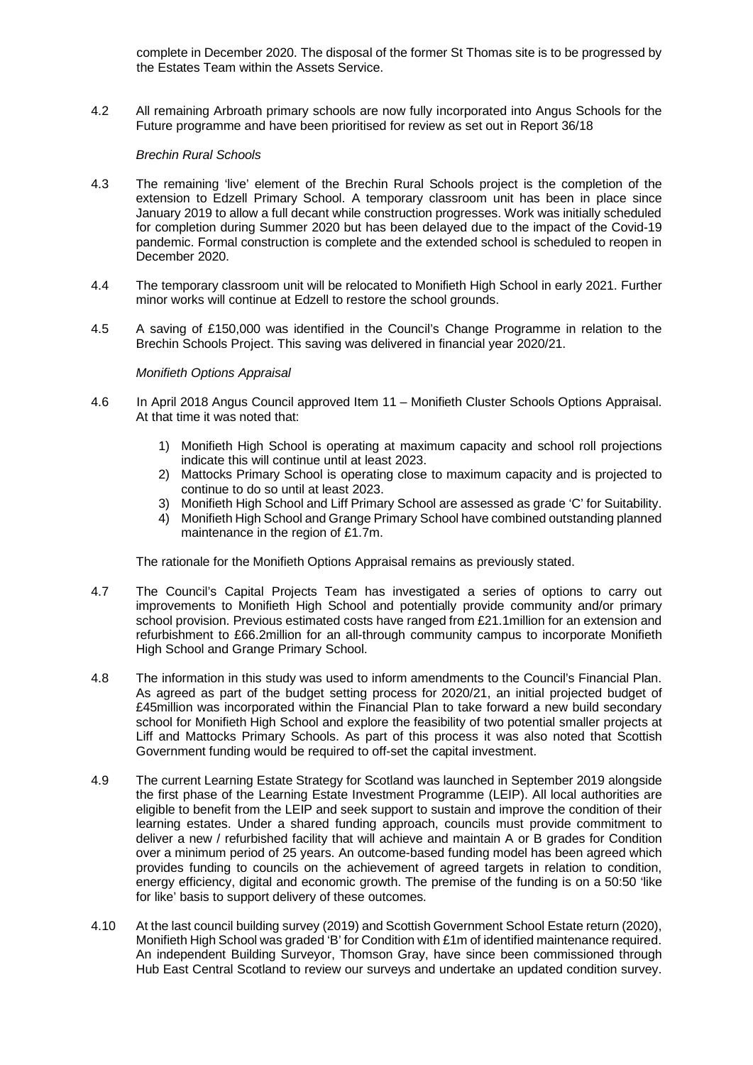complete in December 2020. The disposal of the former St Thomas site is to be progressed by the Estates Team within the Assets Service.

4.2 All remaining Arbroath primary schools are now fully incorporated into Angus Schools for the Future programme and have been prioritised for review as set out in Report 36/18

*Brechin Rural Schools*

4.3 The remaining 'live' element of the Brechin Rural Schools project is the completion of the extension to Edzell Primary School. A temporary classroom unit has been in place since January 2019 to allow a full decant while construction progresses. Work was initially scheduled for completion during Summer 2020 but has been delayed due to the impact of the Covid-19 pandemic. Formal construction is complete and the extended school is scheduled to reopen in December 2020.

4.4 The temporary classroom unit will be relocated to Monifieth High School in early 2021. Further minor works will continue at Edzell to restore the school grounds.

4.5 A saving of £150,000 was identified in the Council's Change Programme in relation to the Brechin Schools Project. This saving was delivered in financial year 2020/21.

*Monifieth Options Appraisal*

4.6 In April 2018 Angus Council approved Item 11 – Monifieth Cluster Schools Options Appraisal. At that time it was noted that:

1) Monifieth High School is operating at maximum capacity and school roll projections indicate this will continue until at least 2023.
2) Mattocks Primary School is operating close to maximum capacity and is projected to continue to do so until at least 2023.
3) Monifieth High School and Liff Primary School are assessed as grade 'C' for Suitability.
4) Monifieth High School and Grange Primary School have combined outstanding planned maintenance in the region of £1.7m.

The rationale for the Monifieth Options Appraisal remains as previously stated.

4.7 The Council's Capital Projects Team has investigated a series of options to carry out improvements to Monifieth High School and potentially provide community and/or primary school provision. Previous estimated costs have ranged from £21.1million for an extension and refurbishment to £66.2million for an all-through community campus to incorporate Monifieth High School and Grange Primary School.

4.8 The information in this study was used to inform amendments to the Council's Financial Plan. As agreed as part of the budget setting process for 2020/21, an initial projected budget of £45million was incorporated within the Financial Plan to take forward a new build secondary school for Monifieth High School and explore the feasibility of two potential smaller projects at Liff and Mattocks Primary Schools. As part of this process it was also noted that Scottish Government funding would be required to off-set the capital investment.

4.9 The current Learning Estate Strategy for Scotland was launched in September 2019 alongside the first phase of the Learning Estate Investment Programme (LEIP). All local authorities are eligible to benefit from the LEIP and seek support to sustain and improve the condition of their learning estates. Under a shared funding approach, councils must provide commitment to deliver a new / refurbished facility that will achieve and maintain A or B grades for Condition over a minimum period of 25 years. An outcome-based funding model has been agreed which provides funding to councils on the achievement of agreed targets in relation to condition, energy efficiency, digital and economic growth. The premise of the funding is on a 50:50 'like for like' basis to support delivery of these outcomes.

4.10 At the last council building survey (2019) and Scottish Government School Estate return (2020), Monifieth High School was graded 'B' for Condition with £1m of identified maintenance required. An independent Building Surveyor, Thomson Gray, have since been commissioned through Hub East Central Scotland to review our surveys and undertake an updated condition survey.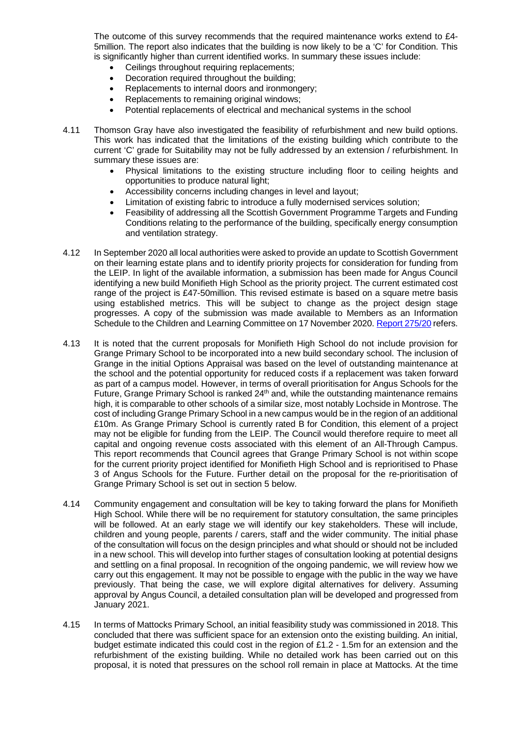The outcome of this survey recommends that the required maintenance works extend to £4-5million. The report also indicates that the building is now likely to be a 'C' for Condition. This is significantly higher than current identified works. In summary these issues include:

- Ceilings throughout requiring replacements;
- Decoration required throughout the building;
- Replacements to internal doors and ironmongery;
- Replacements to remaining original windows;
- Potential replacements of electrical and mechanical systems in the school

4.11 Thomson Gray have also investigated the feasibility of refurbishment and new build options. This work has indicated that the limitations of the existing building which contribute to the current 'C' grade for Suitability may not be fully addressed by an extension / refurbishment. In summary these issues are:

- Physical limitations to the existing structure including floor to ceiling heights and opportunities to produce natural light;
- Accessibility concerns including changes in level and layout;
- Limitation of existing fabric to introduce a fully modernised services solution;
- Feasibility of addressing all the Scottish Government Programme Targets and Funding Conditions relating to the performance of the building, specifically energy consumption and ventilation strategy.

4.12 In September 2020 all local authorities were asked to provide an update to Scottish Government on their learning estate plans and to identify priority projects for consideration for funding from the LEIP. In light of the available information, a submission has been made for Angus Council identifying a new build Monifieth High School as the priority project. The current estimated cost range of the project is £47-50million. This revised estimate is based on a square metre basis using established metrics. This will be subject to change as the project design stage progresses. A copy of the submission was made available to Members as an Information Schedule to the Children and Learning Committee on 17 November 2020. Report 275/20 refers.

4.13 It is noted that the current proposals for Monifieth High School do not include provision for Grange Primary School to be incorporated into a new build secondary school. The inclusion of Grange in the initial Options Appraisal was based on the level of outstanding maintenance at the school and the potential opportunity for reduced costs if a replacement was taken forward as part of a campus model. However, in terms of overall prioritisation for Angus Schools for the Future, Grange Primary School is ranked 24th and, while the outstanding maintenance remains high, it is comparable to other schools of a similar size, most notably Lochside in Montrose. The cost of including Grange Primary School in a new campus would be in the region of an additional £10m. As Grange Primary School is currently rated B for Condition, this element of a project may not be eligible for funding from the LEIP. The Council would therefore require to meet all capital and ongoing revenue costs associated with this element of an All-Through Campus. This report recommends that Council agrees that Grange Primary School is not within scope for the current priority project identified for Monifieth High School and is reprioritised to Phase 3 of Angus Schools for the Future. Further detail on the proposal for the re-prioritisation of Grange Primary School is set out in section 5 below.

4.14 Community engagement and consultation will be key to taking forward the plans for Monifieth High School. While there will be no requirement for statutory consultation, the same principles will be followed. At an early stage we will identify our key stakeholders. These will include, children and young people, parents / carers, staff and the wider community. The initial phase of the consultation will focus on the design principles and what should or should not be included in a new school. This will develop into further stages of consultation looking at potential designs and settling on a final proposal. In recognition of the ongoing pandemic, we will review how we carry out this engagement. It may not be possible to engage with the public in the way we have previously. That being the case, we will explore digital alternatives for delivery. Assuming approval by Angus Council, a detailed consultation plan will be developed and progressed from January 2021.

4.15 In terms of Mattocks Primary School, an initial feasibility study was commissioned in 2018. This concluded that there was sufficient space for an extension onto the existing building. An initial, budget estimate indicated this could cost in the region of £1.2 - 1.5m for an extension and the refurbishment of the existing building. While no detailed work has been carried out on this proposal, it is noted that pressures on the school roll remain in place at Mattocks. At the time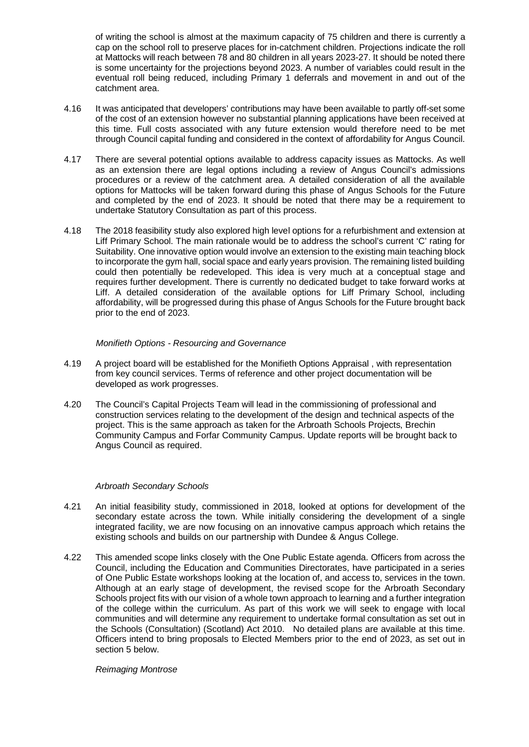of writing the school is almost at the maximum capacity of 75 children and there is currently a cap on the school roll to preserve places for in-catchment children. Projections indicate the roll at Mattocks will reach between 78 and 80 children in all years 2023-27. It should be noted there is some uncertainty for the projections beyond 2023. A number of variables could result in the eventual roll being reduced, including Primary 1 deferrals and movement in and out of the catchment area.

4.16 It was anticipated that developers' contributions may have been available to partly off-set some of the cost of an extension however no substantial planning applications have been received at this time. Full costs associated with any future extension would therefore need to be met through Council capital funding and considered in the context of affordability for Angus Council.

4.17 There are several potential options available to address capacity issues as Mattocks. As well as an extension there are legal options including a review of Angus Council's admissions procedures or a review of the catchment area. A detailed consideration of all the available options for Mattocks will be taken forward during this phase of Angus Schools for the Future and completed by the end of 2023. It should be noted that there may be a requirement to undertake Statutory Consultation as part of this process.

4.18 The 2018 feasibility study also explored high level options for a refurbishment and extension at Liff Primary School. The main rationale would be to address the school's current 'C' rating for Suitability. One innovative option would involve an extension to the existing main teaching block to incorporate the gym hall, social space and early years provision. The remaining listed building could then potentially be redeveloped. This idea is very much at a conceptual stage and requires further development. There is currently no dedicated budget to take forward works at Liff. A detailed consideration of the available options for Liff Primary School, including affordability, will be progressed during this phase of Angus Schools for the Future brought back prior to the end of 2023.

*Monifieth Options - Resourcing and Governance*

4.19 A project board will be established for the Monifieth Options Appraisal , with representation from key council services. Terms of reference and other project documentation will be developed as work progresses.

4.20 The Council's Capital Projects Team will lead in the commissioning of professional and construction services relating to the development of the design and technical aspects of the project. This is the same approach as taken for the Arbroath Schools Projects, Brechin Community Campus and Forfar Community Campus. Update reports will be brought back to Angus Council as required.

*Arbroath Secondary Schools*

4.21 An initial feasibility study, commissioned in 2018, looked at options for development of the secondary estate across the town. While initially considering the development of a single integrated facility, we are now focusing on an innovative campus approach which retains the existing schools and builds on our partnership with Dundee & Angus College.

4.22 This amended scope links closely with the One Public Estate agenda. Officers from across the Council, including the Education and Communities Directorates, have participated in a series of One Public Estate workshops looking at the location of, and access to, services in the town. Although at an early stage of development, the revised scope for the Arbroath Secondary Schools project fits with our vision of a whole town approach to learning and a further integration of the college within the curriculum. As part of this work we will seek to engage with local communities and will determine any requirement to undertake formal consultation as set out in the Schools (Consultation) (Scotland) Act 2010. No detailed plans are available at this time. Officers intend to bring proposals to Elected Members prior to the end of 2023, as set out in section 5 below.

*Reimaging Montrose*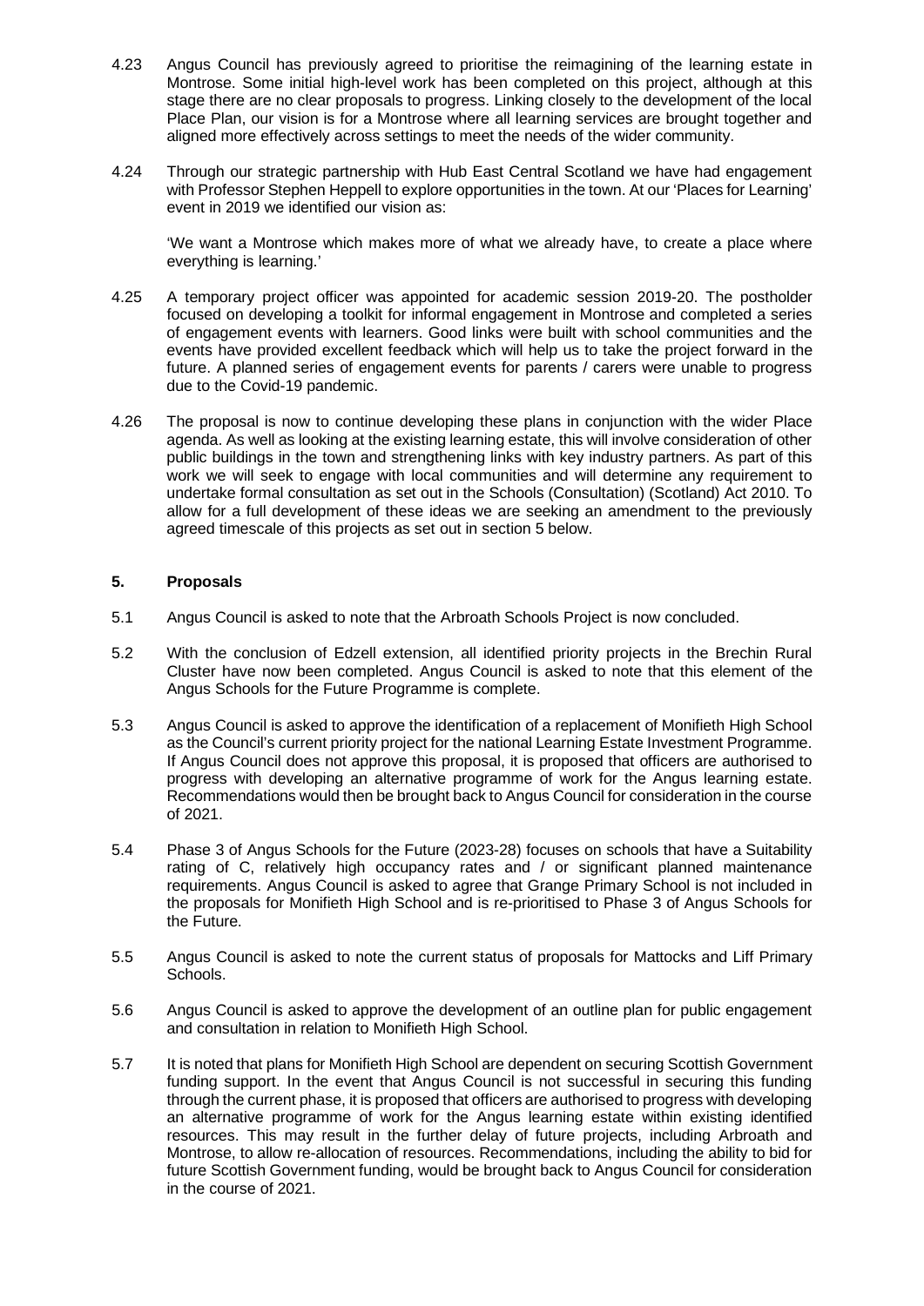4.23 Angus Council has previously agreed to prioritise the reimagining of the learning estate in Montrose. Some initial high-level work has been completed on this project, although at this stage there are no clear proposals to progress. Linking closely to the development of the local Place Plan, our vision is for a Montrose where all learning services are brought together and aligned more effectively across settings to meet the needs of the wider community.

4.24 Through our strategic partnership with Hub East Central Scotland we have had engagement with Professor Stephen Heppell to explore opportunities in the town. At our 'Places for Learning' event in 2019 we identified our vision as:

'We want a Montrose which makes more of what we already have, to create a place where everything is learning.'

4.25 A temporary project officer was appointed for academic session 2019-20. The postholder focused on developing a toolkit for informal engagement in Montrose and completed a series of engagement events with learners. Good links were built with school communities and the events have provided excellent feedback which will help us to take the project forward in the future. A planned series of engagement events for parents / carers were unable to progress due to the Covid-19 pandemic.

4.26 The proposal is now to continue developing these plans in conjunction with the wider Place agenda. As well as looking at the existing learning estate, this will involve consideration of other public buildings in the town and strengthening links with key industry partners. As part of this work we will seek to engage with local communities and will determine any requirement to undertake formal consultation as set out in the Schools (Consultation) (Scotland) Act 2010. To allow for a full development of these ideas we are seeking an amendment to the previously agreed timescale of this projects as set out in section 5 below.

## 5. Proposals

5.1 Angus Council is asked to note that the Arbroath Schools Project is now concluded.

5.2 With the conclusion of Edzell extension, all identified priority projects in the Brechin Rural Cluster have now been completed. Angus Council is asked to note that this element of the Angus Schools for the Future Programme is complete.

5.3 Angus Council is asked to approve the identification of a replacement of Monifieth High School as the Council's current priority project for the national Learning Estate Investment Programme. If Angus Council does not approve this proposal, it is proposed that officers are authorised to progress with developing an alternative programme of work for the Angus learning estate. Recommendations would then be brought back to Angus Council for consideration in the course of 2021.

5.4 Phase 3 of Angus Schools for the Future (2023-28) focuses on schools that have a Suitability rating of C, relatively high occupancy rates and / or significant planned maintenance requirements. Angus Council is asked to agree that Grange Primary School is not included in the proposals for Monifieth High School and is re-prioritised to Phase 3 of Angus Schools for the Future.

5.5 Angus Council is asked to note the current status of proposals for Mattocks and Liff Primary Schools.

5.6 Angus Council is asked to approve the development of an outline plan for public engagement and consultation in relation to Monifieth High School.

5.7 It is noted that plans for Monifieth High School are dependent on securing Scottish Government funding support. In the event that Angus Council is not successful in securing this funding through the current phase, it is proposed that officers are authorised to progress with developing an alternative programme of work for the Angus learning estate within existing identified resources. This may result in the further delay of future projects, including Arbroath and Montrose, to allow re-allocation of resources. Recommendations, including the ability to bid for future Scottish Government funding, would be brought back to Angus Council for consideration in the course of 2021.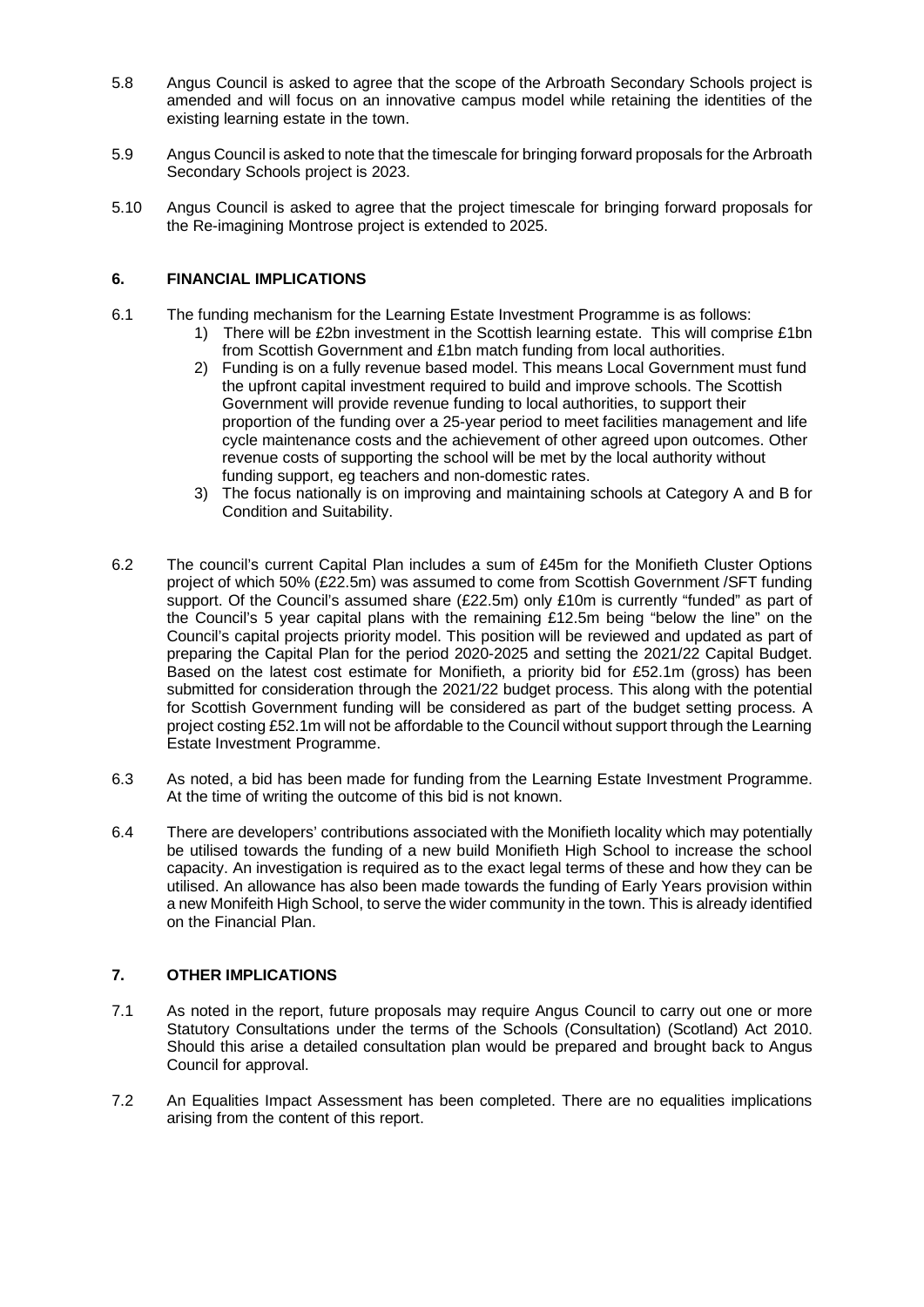5.8 Angus Council is asked to agree that the scope of the Arbroath Secondary Schools project is amended and will focus on an innovative campus model while retaining the identities of the existing learning estate in the town.

5.9 Angus Council is asked to note that the timescale for bringing forward proposals for the Arbroath Secondary Schools project is 2023.

5.10 Angus Council is asked to agree that the project timescale for bringing forward proposals for the Re-imagining Montrose project is extended to 2025.

## 6. FINANCIAL IMPLICATIONS

6.1 The funding mechanism for the Learning Estate Investment Programme is as follows:

1) There will be £2bn investment in the Scottish learning estate. This will comprise £1bn from Scottish Government and £1bn match funding from local authorities.
2) Funding is on a fully revenue based model. This means Local Government must fund the upfront capital investment required to build and improve schools. The Scottish Government will provide revenue funding to local authorities, to support their proportion of the funding over a 25-year period to meet facilities management and life cycle maintenance costs and the achievement of other agreed upon outcomes. Other revenue costs of supporting the school will be met by the local authority without funding support, eg teachers and non-domestic rates.
3) The focus nationally is on improving and maintaining schools at Category A and B for Condition and Suitability.

6.2 The council's current Capital Plan includes a sum of £45m for the Monifieth Cluster Options project of which 50% (£22.5m) was assumed to come from Scottish Government /SFT funding support. Of the Council's assumed share (£22.5m) only £10m is currently "funded" as part of the Council's 5 year capital plans with the remaining £12.5m being "below the line" on the Council's capital projects priority model. This position will be reviewed and updated as part of preparing the Capital Plan for the period 2020-2025 and setting the 2021/22 Capital Budget. Based on the latest cost estimate for Monifieth, a priority bid for £52.1m (gross) has been submitted for consideration through the 2021/22 budget process. This along with the potential for Scottish Government funding will be considered as part of the budget setting process. A project costing £52.1m will not be affordable to the Council without support through the Learning Estate Investment Programme.

6.3 As noted, a bid has been made for funding from the Learning Estate Investment Programme. At the time of writing the outcome of this bid is not known.

6.4 There are developers' contributions associated with the Monifieth locality which may potentially be utilised towards the funding of a new build Monifieth High School to increase the school capacity. An investigation is required as to the exact legal terms of these and how they can be utilised. An allowance has also been made towards the funding of Early Years provision within a new Monifeith High School, to serve the wider community in the town. This is already identified on the Financial Plan.

## 7. OTHER IMPLICATIONS

7.1 As noted in the report, future proposals may require Angus Council to carry out one or more Statutory Consultations under the terms of the Schools (Consultation) (Scotland) Act 2010. Should this arise a detailed consultation plan would be prepared and brought back to Angus Council for approval.

7.2 An Equalities Impact Assessment has been completed. There are no equalities implications arising from the content of this report.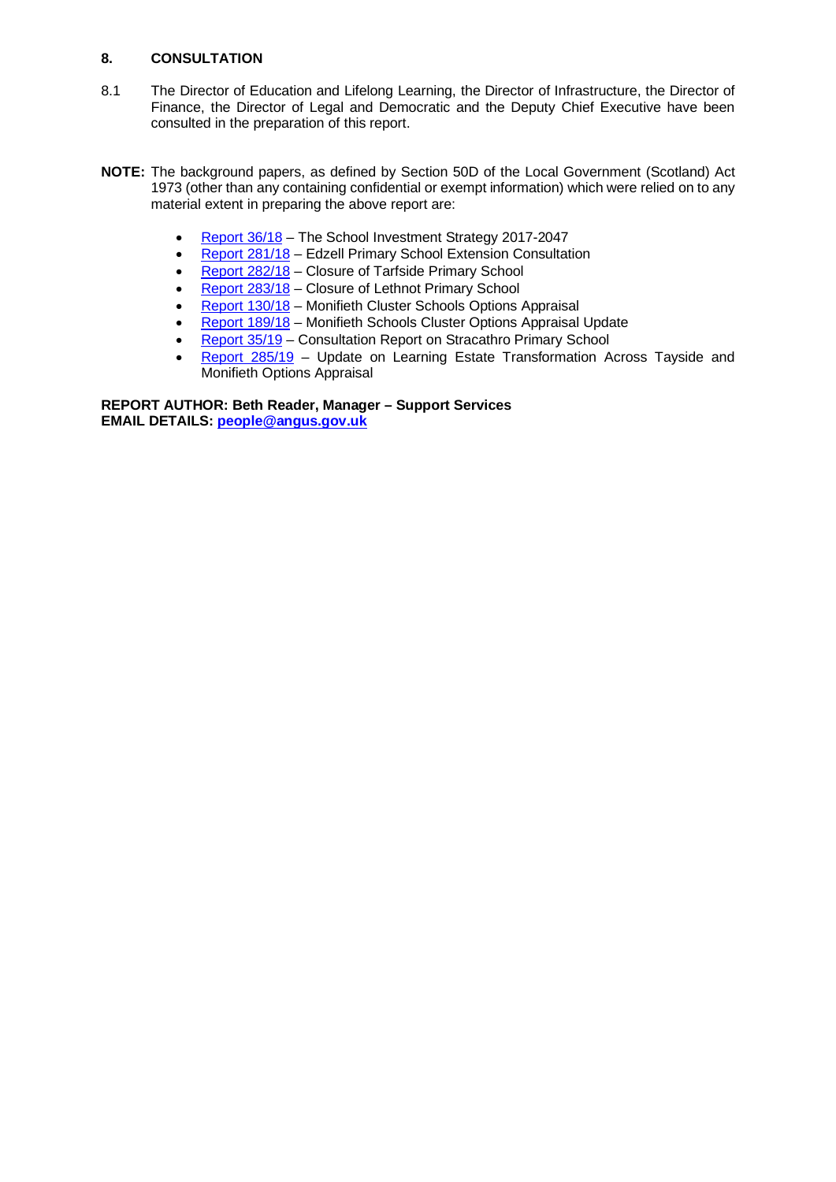## 8. CONSULTATION

8.1 The Director of Education and Lifelong Learning, the Director of Infrastructure, the Director of Finance, the Director of Legal and Democratic and the Deputy Chief Executive have been consulted in the preparation of this report.

**NOTE:** The background papers, as defined by Section 50D of the Local Government (Scotland) Act 1973 (other than any containing confidential or exempt information) which were relied on to any material extent in preparing the above report are:

- Report 36/18 – The School Investment Strategy 2017-2047
- Report 281/18 – Edzell Primary School Extension Consultation
- Report 282/18 – Closure of Tarfside Primary School
- Report 283/18 – Closure of Lethnot Primary School
- Report 130/18 – Monifieth Cluster Schools Options Appraisal
- Report 189/18 – Monifieth Schools Cluster Options Appraisal Update
- Report 35/19 – Consultation Report on Stracathro Primary School
- Report 285/19 – Update on Learning Estate Transformation Across Tayside and Monifieth Options Appraisal

**REPORT AUTHOR: Beth Reader, Manager – Support Services**
**EMAIL DETAILS: people@angus.gov.uk**